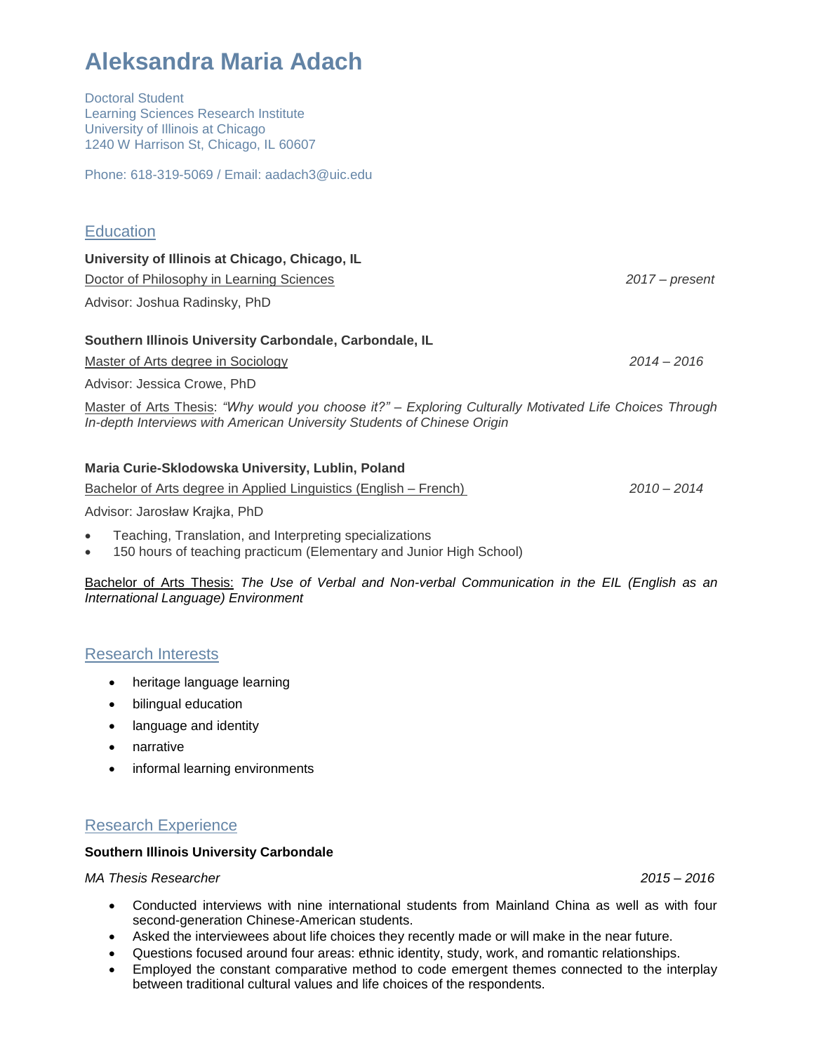# Aleksandra Maria Adach

Doctoral Student
Learning Sciences Research Institute
University of Illinois at Chicago
1240 W Harrison St, Chicago, IL 60607

Phone: 618-319-5069 / Email: aadach3@uic.edu

## Education

**University of Illinois at Chicago, Chicago, IL**

Doctor of Philosophy in Learning Sciences — *2017 – present*

Advisor: Joshua Radinsky, PhD

**Southern Illinois University Carbondale, Carbondale, IL**

Master of Arts degree in Sociology — *2014 – 2016*

Advisor: Jessica Crowe, PhD

Master of Arts Thesis: *"Why would you choose it?" – Exploring Culturally Motivated Life Choices Through In-depth Interviews with American University Students of Chinese Origin*

**Maria Curie-Sklodowska University, Lublin, Poland**

Bachelor of Arts degree in Applied Linguistics (English – French) — *2010 – 2014*

Advisor: Jarosław Krajka, PhD

- Teaching, Translation, and Interpreting specializations
- 150 hours of teaching practicum (Elementary and Junior High School)

Bachelor of Arts Thesis: *The Use of Verbal and Non-verbal Communication in the EIL (English as an International Language) Environment*

## Research Interests

- heritage language learning
- bilingual education
- language and identity
- narrative
- informal learning environments

## Research Experience

**Southern Illinois University Carbondale**

*MA Thesis Researcher* — *2015 – 2016*

- Conducted interviews with nine international students from Mainland China as well as with four second-generation Chinese-American students.
- Asked the interviewees about life choices they recently made or will make in the near future.
- Questions focused around four areas: ethnic identity, study, work, and romantic relationships.
- Employed the constant comparative method to code emergent themes connected to the interplay between traditional cultural values and life choices of the respondents.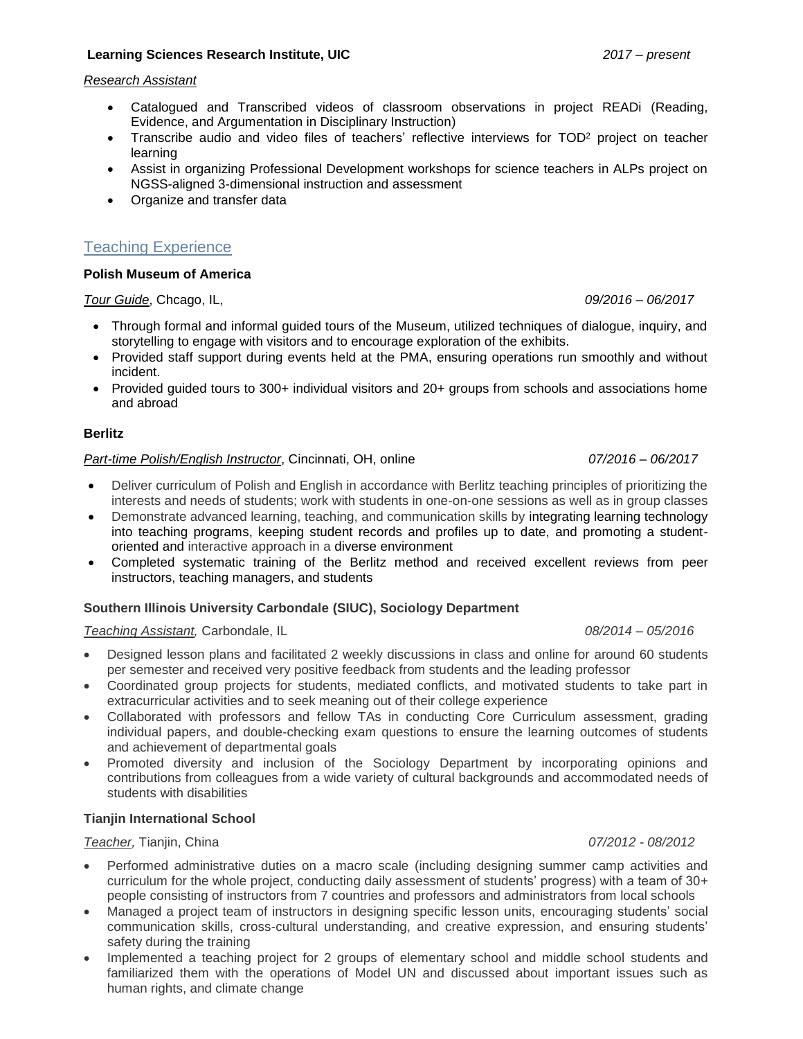**Learning Sciences Research Institute, UIC** *2017 – present*

*Research Assistant*

- Catalogued and Transcribed videos of classroom observations in project READi (Reading, Evidence, and Argumentation in Disciplinary Instruction)
- Transcribe audio and video files of teachers' reflective interviews for $TOD^2$ project on teacher learning
- Assist in organizing Professional Development workshops for science teachers in ALPs project on NGSS-aligned 3-dimensional instruction and assessment
- Organize and transfer data

## Teaching Experience

**Polish Museum of America**

*Tour Guide*, Chcago, IL, *09/2016 – 06/2017*

- Through formal and informal guided tours of the Museum, utilized techniques of dialogue, inquiry, and storytelling to engage with visitors and to encourage exploration of the exhibits.
- Provided staff support during events held at the PMA, ensuring operations run smoothly and without incident.
- Provided guided tours to 300+ individual visitors and 20+ groups from schools and associations home and abroad

**Berlitz**

*Part-time Polish/English Instructor*, Cincinnati, OH, online *07/2016 – 06/2017*

- Deliver curriculum of Polish and English in accordance with Berlitz teaching principles of prioritizing the interests and needs of students; work with students in one-on-one sessions as well as in group classes
- Demonstrate advanced learning, teaching, and communication skills by integrating learning technology into teaching programs, keeping student records and profiles up to date, and promoting a student-oriented and interactive approach in a diverse environment
- Completed systematic training of the Berlitz method and received excellent reviews from peer instructors, teaching managers, and students

**Southern Illinois University Carbondale (SIUC), Sociology Department**

*Teaching Assistant,* Carbondale, IL *08/2014 – 05/2016*

- Designed lesson plans and facilitated 2 weekly discussions in class and online for around 60 students per semester and received very positive feedback from students and the leading professor
- Coordinated group projects for students, mediated conflicts, and motivated students to take part in extracurricular activities and to seek meaning out of their college experience
- Collaborated with professors and fellow TAs in conducting Core Curriculum assessment, grading individual papers, and double-checking exam questions to ensure the learning outcomes of students and achievement of departmental goals
- Promoted diversity and inclusion of the Sociology Department by incorporating opinions and contributions from colleagues from a wide variety of cultural backgrounds and accommodated needs of students with disabilities

**Tianjin International School**

*Teacher,* Tianjin, China *07/2012 - 08/2012*

- Performed administrative duties on a macro scale (including designing summer camp activities and curriculum for the whole project, conducting daily assessment of students' progress) with a team of 30+ people consisting of instructors from 7 countries and professors and administrators from local schools
- Managed a project team of instructors in designing specific lesson units, encouraging students' social communication skills, cross-cultural understanding, and creative expression, and ensuring students' safety during the training
- Implemented a teaching project for 2 groups of elementary school and middle school students and familiarized them with the operations of Model UN and discussed about important issues such as human rights, and climate change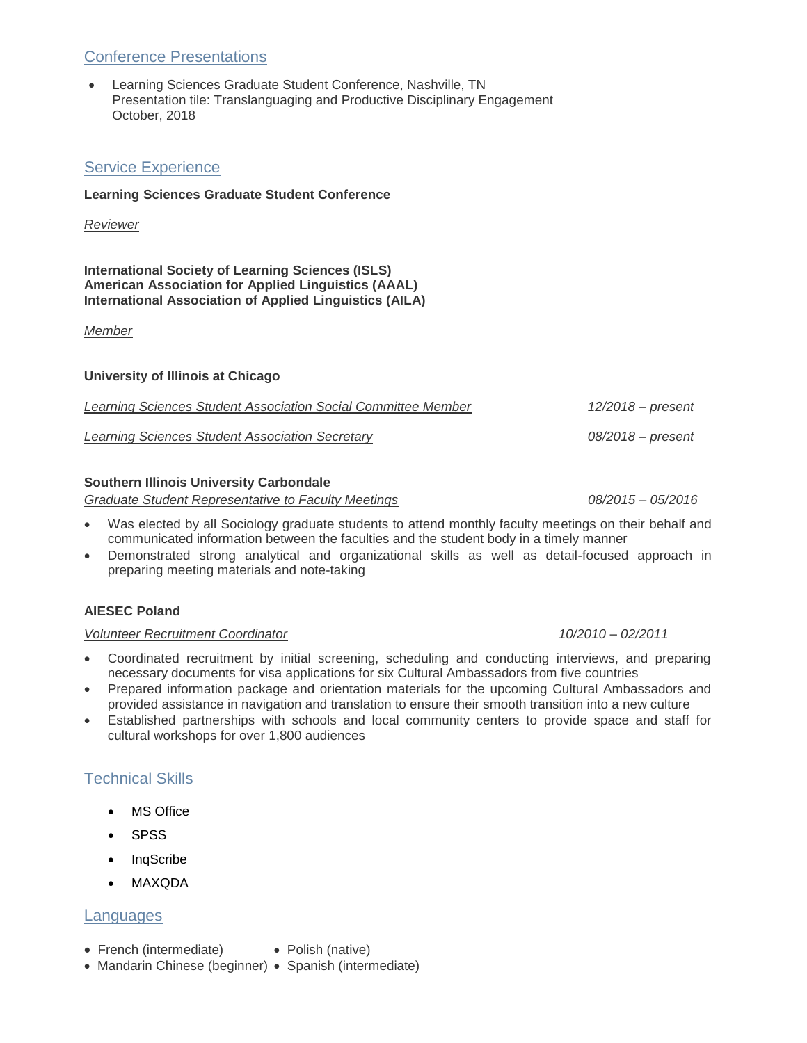## Conference Presentations

- Learning Sciences Graduate Student Conference, Nashville, TN
  Presentation tile: Translanguaging and Productive Disciplinary Engagement
  October, 2018

## Service Experience

**Learning Sciences Graduate Student Conference**

*Reviewer*

**International Society of Learning Sciences (ISLS)**
**American Association for Applied Linguistics (AAAL)**
**International Association of Applied Linguistics (AILA)**

*Member*

**University of Illinois at Chicago**

*Learning Sciences Student Association Social Committee Member* — *12/2018 – present*

*Learning Sciences Student Association Secretary* — *08/2018 – present*

**Southern Illinois University Carbondale**
*Graduate Student Representative to Faculty Meetings* — *08/2015 – 05/2016*

- Was elected by all Sociology graduate students to attend monthly faculty meetings on their behalf and communicated information between the faculties and the student body in a timely manner
- Demonstrated strong analytical and organizational skills as well as detail-focused approach in preparing meeting materials and note-taking

**AIESEC Poland**

*Volunteer Recruitment Coordinator* — *10/2010 – 02/2011*

- Coordinated recruitment by initial screening, scheduling and conducting interviews, and preparing necessary documents for visa applications for six Cultural Ambassadors from five countries
- Prepared information package and orientation materials for the upcoming Cultural Ambassadors and provided assistance in navigation and translation to ensure their smooth transition into a new culture
- Established partnerships with schools and local community centers to provide space and staff for cultural workshops for over 1,800 audiences

## Technical Skills

- MS Office
- SPSS
- InqScribe
- MAXQDA

## Languages

- French (intermediate)
- Mandarin Chinese (beginner)
- Polish (native)
- Spanish (intermediate)